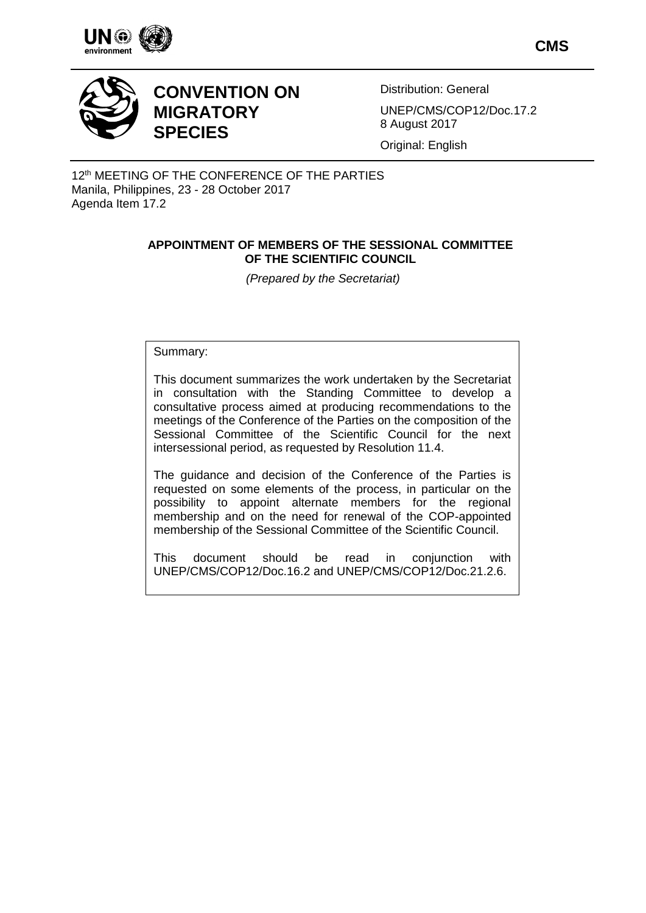CMS

# CONVENTION ON MIGRATORY SPECIES

Distribution: General

UNEP/CMS/COP12/Doc.17.2
8 August 2017

Original: English

12th MEETING OF THE CONFERENCE OF THE PARTIES
Manila, Philippines, 23 - 28 October 2017
Agenda Item 17.2

## APPOINTMENT OF MEMBERS OF THE SESSIONAL COMMITTEE OF THE SCIENTIFIC COUNCIL

*(Prepared by the Secretariat)*

Summary:

This document summarizes the work undertaken by the Secretariat in consultation with the Standing Committee to develop a consultative process aimed at producing recommendations to the meetings of the Conference of the Parties on the composition of the Sessional Committee of the Scientific Council for the next intersessional period, as requested by Resolution 11.4.

The guidance and decision of the Conference of the Parties is requested on some elements of the process, in particular on the possibility to appoint alternate members for the regional membership and on the need for renewal of the COP-appointed membership of the Sessional Committee of the Scientific Council.

This document should be read in conjunction with UNEP/CMS/COP12/Doc.16.2 and UNEP/CMS/COP12/Doc.21.2.6.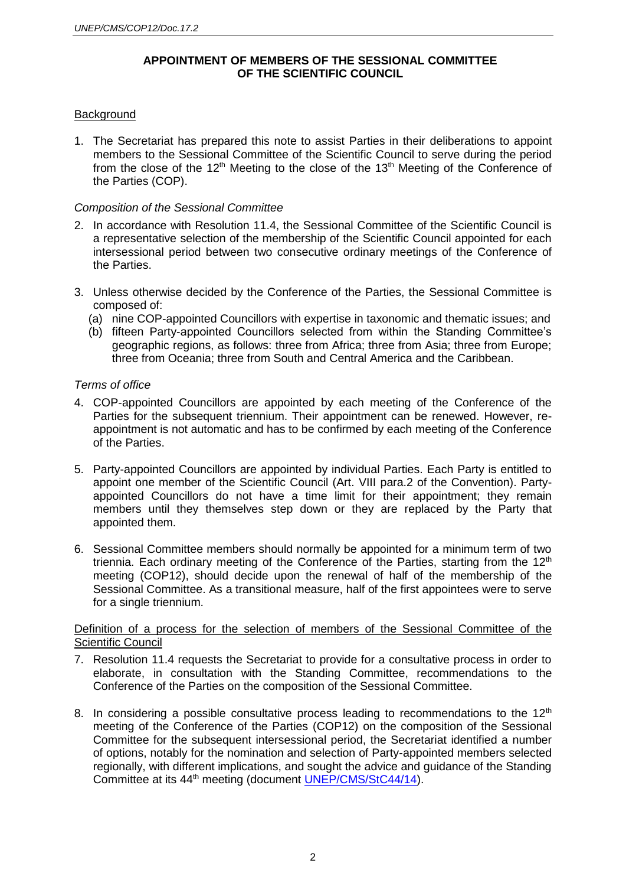## APPOINTMENT OF MEMBERS OF THE SESSIONAL COMMITTEE OF THE SCIENTIFIC COUNCIL

### Background

1. The Secretariat has prepared this note to assist Parties in their deliberations to appoint members to the Sessional Committee of the Scientific Council to serve during the period from the close of the 12th Meeting to the close of the 13th Meeting of the Conference of the Parties (COP).

*Composition of the Sessional Committee*

2. In accordance with Resolution 11.4, the Sessional Committee of the Scientific Council is a representative selection of the membership of the Scientific Council appointed for each intersessional period between two consecutive ordinary meetings of the Conference of the Parties.

3. Unless otherwise decided by the Conference of the Parties, the Sessional Committee is composed of:
   (a) nine COP-appointed Councillors with expertise in taxonomic and thematic issues; and
   (b) fifteen Party-appointed Councillors selected from within the Standing Committee's geographic regions, as follows: three from Africa; three from Asia; three from Europe; three from Oceania; three from South and Central America and the Caribbean.

*Terms of office*

4. COP-appointed Councillors are appointed by each meeting of the Conference of the Parties for the subsequent triennium. Their appointment can be renewed. However, re-appointment is not automatic and has to be confirmed by each meeting of the Conference of the Parties.

5. Party-appointed Councillors are appointed by individual Parties. Each Party is entitled to appoint one member of the Scientific Council (Art. VIII para.2 of the Convention). Party-appointed Councillors do not have a time limit for their appointment; they remain members until they themselves step down or they are replaced by the Party that appointed them.

6. Sessional Committee members should normally be appointed for a minimum term of two triennia. Each ordinary meeting of the Conference of the Parties, starting from the 12th meeting (COP12), should decide upon the renewal of half of the membership of the Sessional Committee. As a transitional measure, half of the first appointees were to serve for a single triennium.

### Definition of a process for the selection of members of the Sessional Committee of the Scientific Council

7. Resolution 11.4 requests the Secretariat to provide for a consultative process in order to elaborate, in consultation with the Standing Committee, recommendations to the Conference of the Parties on the composition of the Sessional Committee.

8. In considering a possible consultative process leading to recommendations to the 12th meeting of the Conference of the Parties (COP12) on the composition of the Sessional Committee for the subsequent intersessional period, the Secretariat identified a number of options, notably for the nomination and selection of Party-appointed members selected regionally, with different implications, and sought the advice and guidance of the Standing Committee at its 44th meeting (document UNEP/CMS/StC44/14).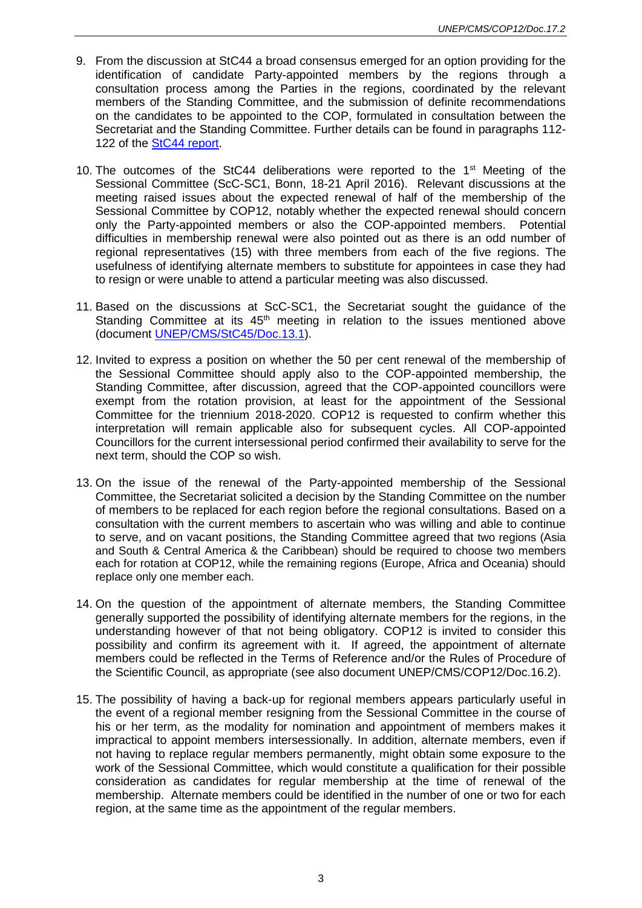9. From the discussion at StC44 a broad consensus emerged for an option providing for the identification of candidate Party-appointed members by the regions through a consultation process among the Parties in the regions, coordinated by the relevant members of the Standing Committee, and the submission of definite recommendations on the candidates to be appointed to the COP, formulated in consultation between the Secretariat and the Standing Committee. Further details can be found in paragraphs 112-122 of the StC44 report.

10. The outcomes of the StC44 deliberations were reported to the 1st Meeting of the Sessional Committee (ScC-SC1, Bonn, 18-21 April 2016). Relevant discussions at the meeting raised issues about the expected renewal of half of the membership of the Sessional Committee by COP12, notably whether the expected renewal should concern only the Party-appointed members or also the COP-appointed members. Potential difficulties in membership renewal were also pointed out as there is an odd number of regional representatives (15) with three members from each of the five regions. The usefulness of identifying alternate members to substitute for appointees in case they had to resign or were unable to attend a particular meeting was also discussed.

11. Based on the discussions at ScC-SC1, the Secretariat sought the guidance of the Standing Committee at its 45th meeting in relation to the issues mentioned above (document UNEP/CMS/StC45/Doc.13.1).

12. Invited to express a position on whether the 50 per cent renewal of the membership of the Sessional Committee should apply also to the COP-appointed membership, the Standing Committee, after discussion, agreed that the COP-appointed councillors were exempt from the rotation provision, at least for the appointment of the Sessional Committee for the triennium 2018-2020. COP12 is requested to confirm whether this interpretation will remain applicable also for subsequent cycles. All COP-appointed Councillors for the current intersessional period confirmed their availability to serve for the next term, should the COP so wish.

13. On the issue of the renewal of the Party-appointed membership of the Sessional Committee, the Secretariat solicited a decision by the Standing Committee on the number of members to be replaced for each region before the regional consultations. Based on a consultation with the current members to ascertain who was willing and able to continue to serve, and on vacant positions, the Standing Committee agreed that two regions (Asia and South & Central America & the Caribbean) should be required to choose two members each for rotation at COP12, while the remaining regions (Europe, Africa and Oceania) should replace only one member each.

14. On the question of the appointment of alternate members, the Standing Committee generally supported the possibility of identifying alternate members for the regions, in the understanding however of that not being obligatory. COP12 is invited to consider this possibility and confirm its agreement with it. If agreed, the appointment of alternate members could be reflected in the Terms of Reference and/or the Rules of Procedure of the Scientific Council, as appropriate (see also document UNEP/CMS/COP12/Doc.16.2).

15. The possibility of having a back-up for regional members appears particularly useful in the event of a regional member resigning from the Sessional Committee in the course of his or her term, as the modality for nomination and appointment of members makes it impractical to appoint members intersessionally. In addition, alternate members, even if not having to replace regular members permanently, might obtain some exposure to the work of the Sessional Committee, which would constitute a qualification for their possible consideration as candidates for regular membership at the time of renewal of the membership. Alternate members could be identified in the number of one or two for each region, at the same time as the appointment of the regular members.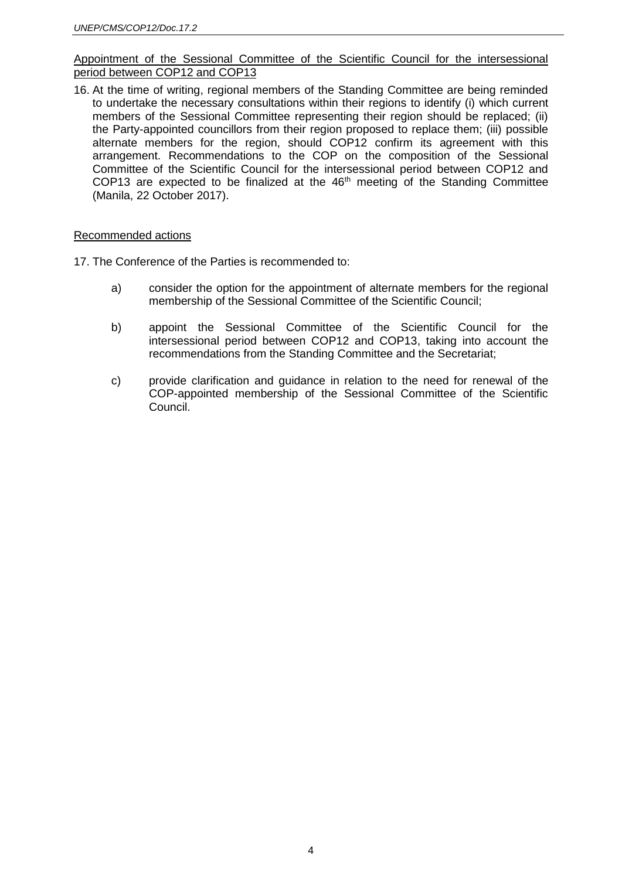Appointment of the Sessional Committee of the Scientific Council for the intersessional period between COP12 and COP13

16. At the time of writing, regional members of the Standing Committee are being reminded to undertake the necessary consultations within their regions to identify (i) which current members of the Sessional Committee representing their region should be replaced; (ii) the Party-appointed councillors from their region proposed to replace them; (iii) possible alternate members for the region, should COP12 confirm its agreement with this arrangement. Recommendations to the COP on the composition of the Sessional Committee of the Scientific Council for the intersessional period between COP12 and COP13 are expected to be finalized at the 46th meeting of the Standing Committee (Manila, 22 October 2017).

Recommended actions

17. The Conference of the Parties is recommended to:

   a) consider the option for the appointment of alternate members for the regional membership of the Sessional Committee of the Scientific Council;

   b) appoint the Sessional Committee of the Scientific Council for the intersessional period between COP12 and COP13, taking into account the recommendations from the Standing Committee and the Secretariat;

   c) provide clarification and guidance in relation to the need for renewal of the COP-appointed membership of the Sessional Committee of the Scientific Council.